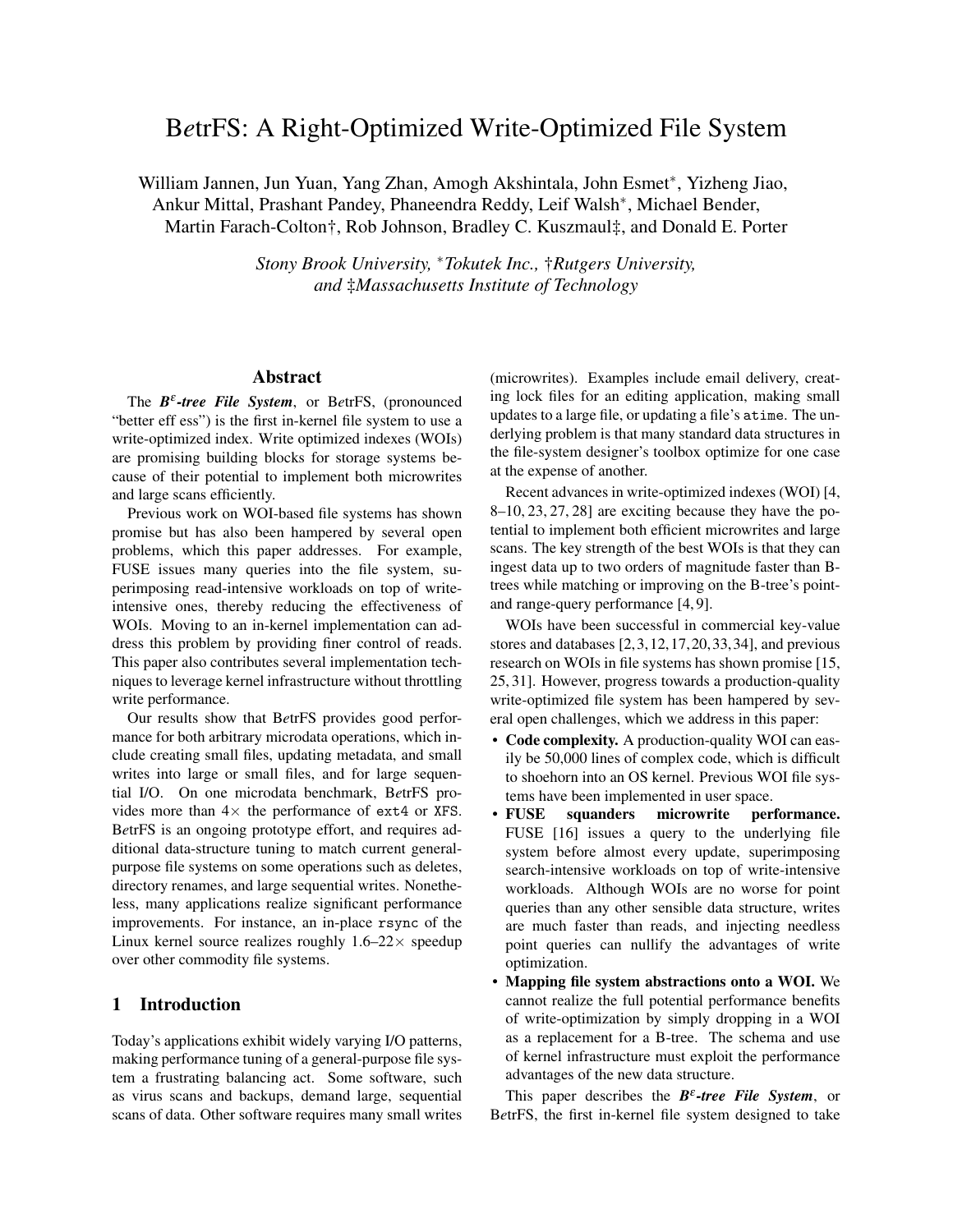# B*e*trFS: A Right-Optimized Write-Optimized File System

William Jannen, Jun Yuan, Yang Zhan, Amogh Akshintala, John Esmet*, Yizheng Jiao, Ankur Mittal, Prashant Pandey, Phaneendra Reddy, Leif Walsh*, Michael Bender, Martin Farach-Colton†, Rob Johnson, Bradley C. Kuszmaul‡, and Donald E. Porter

*Stony Brook University, *Tokutek Inc., †Rutgers University, and ‡Massachusetts Institute of Technology*

## Abstract

The ***B$^{\varepsilon}$-tree File System***, or B*e*trFS, (pronounced "better eff ess") is the first in-kernel file system to use a write-optimized index. Write optimized indexes (WOIs) are promising building blocks for storage systems because of their potential to implement both microwrites and large scans efficiently.

Previous work on WOI-based file systems has shown promise but has also been hampered by several open problems, which this paper addresses. For example, FUSE issues many queries into the file system, superimposing read-intensive workloads on top of write-intensive ones, thereby reducing the effectiveness of WOIs. Moving to an in-kernel implementation can address this problem by providing finer control of reads. This paper also contributes several implementation techniques to leverage kernel infrastructure without throttling write performance.

Our results show that B*e*trFS provides good performance for both arbitrary microdata operations, which include creating small files, updating metadata, and small writes into large or small files, and for large sequential I/O. On one microdata benchmark, B*e*trFS provides more than 4× the performance of ext4 or XFS. B*e*trFS is an ongoing prototype effort, and requires additional data-structure tuning to match current general-purpose file systems on some operations such as deletes, directory renames, and large sequential writes. Nonetheless, many applications realize significant performance improvements. For instance, an in-place rsync of the Linux kernel source realizes roughly 1.6–22× speedup over other commodity file systems.

## 1 Introduction

Today's applications exhibit widely varying I/O patterns, making performance tuning of a general-purpose file system a frustrating balancing act. Some software, such as virus scans and backups, demand large, sequential scans of data. Other software requires many small writes (microwrites). Examples include email delivery, creating lock files for an editing application, making small updates to a large file, or updating a file's atime. The underlying problem is that many standard data structures in the file-system designer's toolbox optimize for one case at the expense of another.

Recent advances in write-optimized indexes (WOI) [4, 8–10, 23, 27, 28] are exciting because they have the potential to implement both efficient microwrites and large scans. The key strength of the best WOIs is that they can ingest data up to two orders of magnitude faster than B-trees while matching or improving on the B-tree's point- and range-query performance [4, 9].

WOIs have been successful in commercial key-value stores and databases [2, 3, 12, 17, 20, 33, 34], and previous research on WOIs in file systems has shown promise [15, 25, 31]. However, progress towards a production-quality write-optimized file system has been hampered by several open challenges, which we address in this paper:

- **Code complexity.** A production-quality WOI can easily be 50,000 lines of complex code, which is difficult to shoehorn into an OS kernel. Previous WOI file systems have been implemented in user space.
- **FUSE squanders microwrite performance.** FUSE [16] issues a query to the underlying file system before almost every update, superimposing search-intensive workloads on top of write-intensive workloads. Although WOIs are no worse for point queries than any other sensible data structure, writes are much faster than reads, and injecting needless point queries can nullify the advantages of write optimization.
- **Mapping file system abstractions onto a WOI.** We cannot realize the full potential performance benefits of write-optimization by simply dropping in a WOI as a replacement for a B-tree. The schema and use of kernel infrastructure must exploit the performance advantages of the new data structure.

This paper describes the ***B$^{\varepsilon}$-tree File System***, or B*e*trFS, the first in-kernel file system designed to take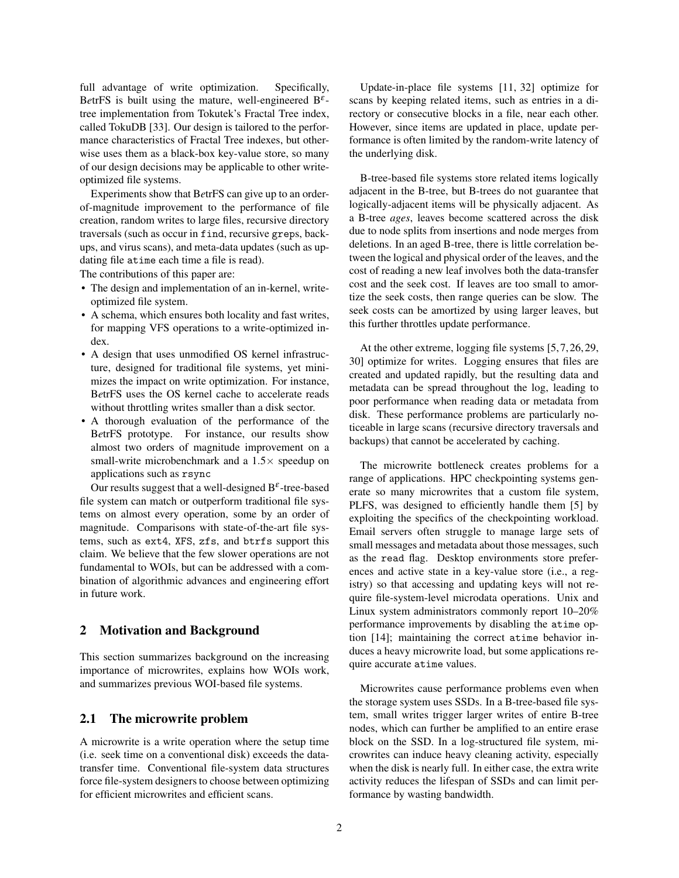full advantage of write optimization. Specifically, B*ε*trFS is built using the mature, well-engineered B$^{\varepsilon}$-tree implementation from Tokutek's Fractal Tree index, called TokuDB [33]. Our design is tailored to the performance characteristics of Fractal Tree indexes, but otherwise uses them as a black-box key-value store, so many of our design decisions may be applicable to other write-optimized file systems.

Experiments show that B*ε*trFS can give up to an order-of-magnitude improvement to the performance of file creation, random writes to large files, recursive directory traversals (such as occur in `find`, recursive `grep`s, backups, and virus scans), and meta-data updates (such as updating file `atime` each time a file is read).

The contributions of this paper are:

- The design and implementation of an in-kernel, write-optimized file system.
- A schema, which ensures both locality and fast writes, for mapping VFS operations to a write-optimized index.
- A design that uses unmodified OS kernel infrastructure, designed for traditional file systems, yet minimizes the impact on write optimization. For instance, B*ε*trFS uses the OS kernel cache to accelerate reads without throttling writes smaller than a disk sector.
- A thorough evaluation of the performance of the B*ε*trFS prototype. For instance, our results show almost two orders of magnitude improvement on a small-write microbenchmark and a 1.5× speedup on applications such as `rsync`

Our results suggest that a well-designed B$^{\varepsilon}$-tree-based file system can match or outperform traditional file systems on almost every operation, some by an order of magnitude. Comparisons with state-of-the-art file systems, such as `ext4`, `XFS`, `zfs`, and `btrfs` support this claim. We believe that the few slower operations are not fundamental to WOIs, but can be addressed with a combination of algorithmic advances and engineering effort in future work.

## 2 Motivation and Background

This section summarizes background on the increasing importance of microwrites, explains how WOIs work, and summarizes previous WOI-based file systems.

### 2.1 The microwrite problem

A microwrite is a write operation where the setup time (i.e. seek time on a conventional disk) exceeds the data-transfer time. Conventional file-system data structures force file-system designers to choose between optimizing for efficient microwrites and efficient scans.

Update-in-place file systems [11, 32] optimize for scans by keeping related items, such as entries in a directory or consecutive blocks in a file, near each other. However, since items are updated in place, update performance is often limited by the random-write latency of the underlying disk.

B-tree-based file systems store related items logically adjacent in the B-tree, but B-trees do not guarantee that logically-adjacent items will be physically adjacent. As a B-tree *ages*, leaves become scattered across the disk due to node splits from insertions and node merges from deletions. In an aged B-tree, there is little correlation between the logical and physical order of the leaves, and the cost of reading a new leaf involves both the data-transfer cost and the seek cost. If leaves are too small to amortize the seek costs, then range queries can be slow. The seek costs can be amortized by using larger leaves, but this further throttles update performance.

At the other extreme, logging file systems [5, 7, 26, 29, 30] optimize for writes. Logging ensures that files are created and updated rapidly, but the resulting data and metadata can be spread throughout the log, leading to poor performance when reading data or metadata from disk. These performance problems are particularly noticeable in large scans (recursive directory traversals and backups) that cannot be accelerated by caching.

The microwrite bottleneck creates problems for a range of applications. HPC checkpointing systems generate so many microwrites that a custom file system, PLFS, was designed to efficiently handle them [5] by exploiting the specifics of the checkpointing workload. Email servers often struggle to manage large sets of small messages and metadata about those messages, such as the `read` flag. Desktop environments store preferences and active state in a key-value store (i.e., a registry) so that accessing and updating keys will not require file-system-level microdata operations. Unix and Linux system administrators commonly report 10–20% performance improvements by disabling the `atime` option [14]; maintaining the correct `atime` behavior induces a heavy microwrite load, but some applications require accurate `atime` values.

Microwrites cause performance problems even when the storage system uses SSDs. In a B-tree-based file system, small writes trigger larger writes of entire B-tree nodes, which can further be amplified to an entire erase block on the SSD. In a log-structured file system, microwrites can induce heavy cleaning activity, especially when the disk is nearly full. In either case, the extra write activity reduces the lifespan of SSDs and can limit performance by wasting bandwidth.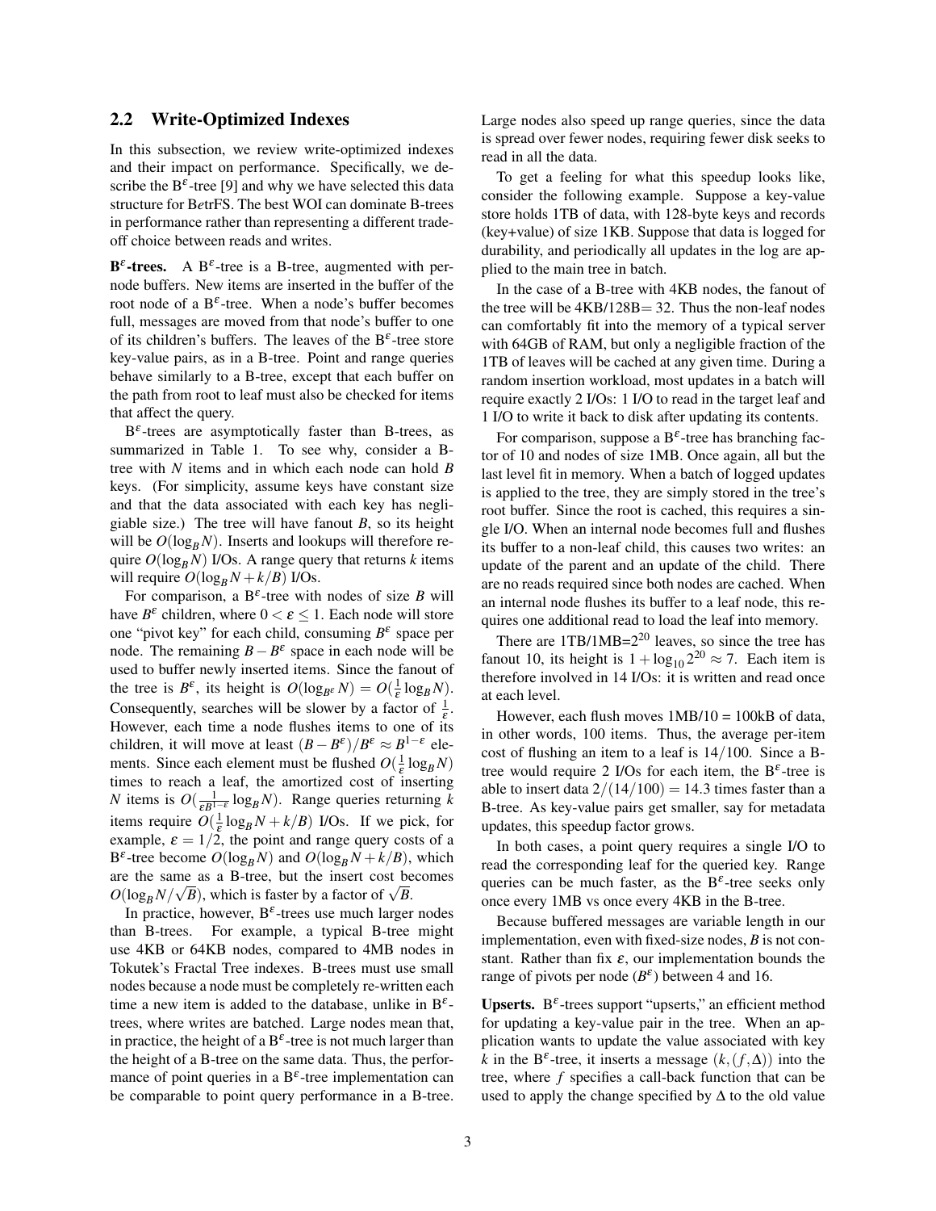## 2.2 Write-Optimized Indexes

In this subsection, we review write-optimized indexes and their impact on performance. Specifically, we describe the B$^{\varepsilon}$-tree [9] and why we have selected this data structure for B*ε*trFS. The best WOI can dominate B-trees in performance rather than representing a different tradeoff choice between reads and writes.

**B$^{\varepsilon}$-trees.** A B$^{\varepsilon}$-tree is a B-tree, augmented with per-node buffers. New items are inserted in the buffer of the root node of a B$^{\varepsilon}$-tree. When a node's buffer becomes full, messages are moved from that node's buffer to one of its children's buffers. The leaves of the B$^{\varepsilon}$-tree store key-value pairs, as in a B-tree. Point and range queries behave similarly to a B-tree, except that each buffer on the path from root to leaf must also be checked for items that affect the query.

B$^{\varepsilon}$-trees are asymptotically faster than B-trees, as summarized in Table 1. To see why, consider a B-tree with $N$ items and in which each node can hold $B$ keys. (For simplicity, assume keys have constant size and that the data associated with each key has negligible size.) The tree will have fanout $B$, so its height will be $O(\log_B N)$. Inserts and lookups will therefore require $O(\log_B N)$ I/Os. A range query that returns $k$ items will require $O(\log_B N + k/B)$ I/Os.

For comparison, a B$^{\varepsilon}$-tree with nodes of size $B$ will have $B^{\varepsilon}$ children, where $0 < \varepsilon \leq 1$. Each node will store one "pivot key" for each child, consuming $B^{\varepsilon}$ space per node. The remaining $B - B^{\varepsilon}$ space in each node will be used to buffer newly inserted items. Since the fanout of the tree is $B^{\varepsilon}$, its height is $O(\log_{B^{\varepsilon}} N) = O(\frac{1}{\varepsilon}\log_B N)$. Consequently, searches will be slower by a factor of $\frac{1}{\varepsilon}$. However, each time a node flushes items to one of its children, it will move at least $(B - B^{\varepsilon})/B^{\varepsilon} \approx B^{1-\varepsilon}$ elements. Since each element must be flushed $O(\frac{1}{\varepsilon}\log_B N)$ times to reach a leaf, the amortized cost of inserting $N$ items is $O(\frac{1}{\varepsilon B^{1-\varepsilon}}\log_B N)$. Range queries returning $k$ items require $O(\frac{1}{\varepsilon}\log_B N + k/B)$ I/Os. If we pick, for example, $\varepsilon = 1/2$, the point and range query costs of a B$^{\varepsilon}$-tree become $O(\log_B N)$ and $O(\log_B N + k/B)$, which are the same as a B-tree, but the insert cost becomes $O(\log_B N/\sqrt{B})$, which is faster by a factor of $\sqrt{B}$.

In practice, however, B$^{\varepsilon}$-trees use much larger nodes than B-trees. For example, a typical B-tree might use 4KB or 64KB nodes, compared to 4MB nodes in Tokutek's Fractal Tree indexes. B-trees must use small nodes because a node must be completely re-written each time a new item is added to the database, unlike in B$^{\varepsilon}$-trees, where writes are batched. Large nodes mean that, in practice, the height of a B$^{\varepsilon}$-tree is not much larger than the height of a B-tree on the same data. Thus, the performance of point queries in a B$^{\varepsilon}$-tree implementation can be comparable to point query performance in a B-tree. Large nodes also speed up range queries, since the data is spread over fewer nodes, requiring fewer disk seeks to read in all the data.

To get a feeling for what this speedup looks like, consider the following example. Suppose a key-value store holds 1TB of data, with 128-byte keys and records (key+value) of size 1KB. Suppose that data is logged for durability, and periodically all updates in the log are applied to the main tree in batch.

In the case of a B-tree with 4KB nodes, the fanout of the tree will be 4KB/128B$=$ 32. Thus the non-leaf nodes can comfortably fit into the memory of a typical server with 64GB of RAM, but only a negligible fraction of the 1TB of leaves will be cached at any given time. During a random insertion workload, most updates in a batch will require exactly 2 I/Os: 1 I/O to read in the target leaf and 1 I/O to write it back to disk after updating its contents.

For comparison, suppose a B$^{\varepsilon}$-tree has branching factor of 10 and nodes of size 1MB. Once again, all but the last level fit in memory. When a batch of logged updates is applied to the tree, they are simply stored in the tree's root buffer. Since the root is cached, this requires a single I/O. When an internal node becomes full and flushes its buffer to a non-leaf child, this causes two writes: an update of the parent and an update of the child. There are no reads required since both nodes are cached. When an internal node flushes its buffer to a leaf node, this requires one additional read to load the leaf into memory.

There are 1TB/1MB=$2^{20}$ leaves, so since the tree has fanout 10, its height is $1 + \log_{10} 2^{20} \approx 7$. Each item is therefore involved in 14 I/Os: it is written and read once at each level.

However, each flush moves 1MB/10 = 100kB of data, in other words, 100 items. Thus, the average per-item cost of flushing an item to a leaf is $14/100$. Since a B-tree would require 2 I/Os for each item, the B$^{\varepsilon}$-tree is able to insert data $2/(14/100) = 14.3$ times faster than a B-tree. As key-value pairs get smaller, say for metadata updates, this speedup factor grows.

In both cases, a point query requires a single I/O to read the corresponding leaf for the queried key. Range queries can be much faster, as the B$^{\varepsilon}$-tree seeks only once every 1MB vs once every 4KB in the B-tree.

Because buffered messages are variable length in our implementation, even with fixed-size nodes, $B$ is not constant. Rather than fix $\varepsilon$, our implementation bounds the range of pivots per node ($B^{\varepsilon}$) between 4 and 16.

**Upserts.** B$^{\varepsilon}$-trees support "upserts," an efficient method for updating a key-value pair in the tree. When an application wants to update the value associated with key $k$ in the B$^{\varepsilon}$-tree, it inserts a message $(k, (f, \Delta))$ into the tree, where $f$ specifies a call-back function that can be used to apply the change specified by $\Delta$ to the old value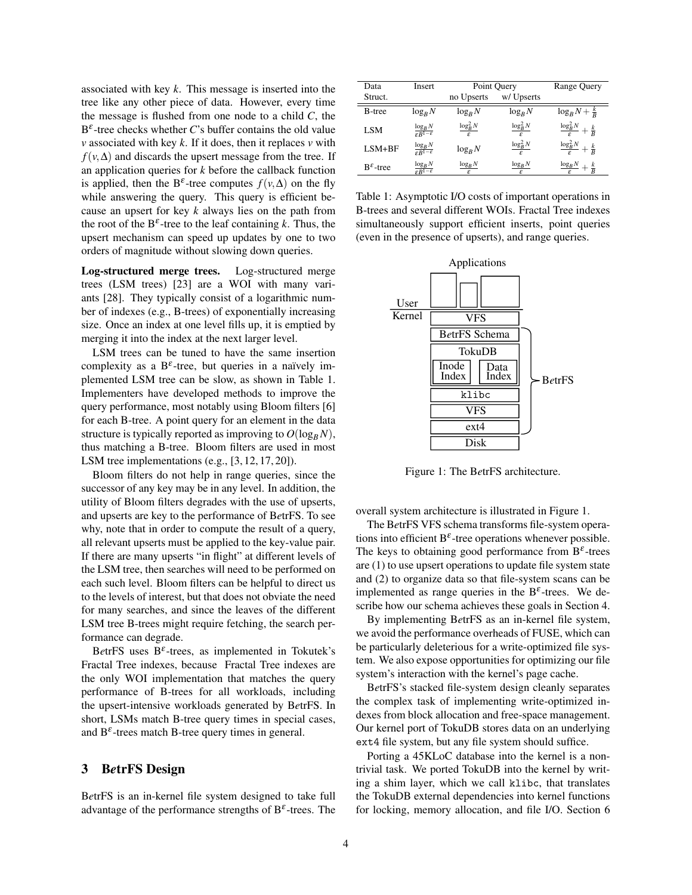associated with key $k$. This message is inserted into the tree like any other piece of data. However, every time the message is flushed from one node to a child $C$, the $B^\varepsilon$-tree checks whether $C$'s buffer contains the old value $v$ associated with key $k$. If it does, then it replaces $v$ with $f(v,\Delta)$ and discards the upsert message from the tree. If an application queries for $k$ before the callback function is applied, then the $B^\varepsilon$-tree computes $f(v,\Delta)$ on the fly while answering the query. This query is efficient because an upsert for key $k$ always lies on the path from the root of the $B^\varepsilon$-tree to the leaf containing $k$. Thus, the upsert mechanism can speed up updates by one to two orders of magnitude without slowing down queries.

**Log-structured merge trees.** Log-structured merge trees (LSM trees) [23] are a WOI with many variants [28]. They typically consist of a logarithmic number of indexes (e.g., B-trees) of exponentially increasing size. Once an index at one level fills up, it is emptied by merging it into the index at the next larger level.

LSM trees can be tuned to have the same insertion complexity as a $B^\varepsilon$-tree, but queries in a naïvely implemented LSM tree can be slow, as shown in Table 1. Implementers have developed methods to improve the query performance, most notably using Bloom filters [6] for each B-tree. A point query for an element in the data structure is typically reported as improving to $O(\log_B N)$, thus matching a B-tree. Bloom filters are used in most LSM tree implementations (e.g., [3, 12, 17, 20]).

Bloom filters do not help in range queries, since the successor of any key may be in any level. In addition, the utility of Bloom filters degrades with the use of upserts, and upserts are key to the performance of B*etr*FS. To see why, note that in order to compute the result of a query, all relevant upserts must be applied to the key-value pair. If there are many upserts "in flight" at different levels of the LSM tree, then searches will need to be performed on each such level. Bloom filters can be helpful to direct us to the levels of interest, but that does not obviate the need for many searches, and since the leaves of the different LSM tree B-trees might require fetching, the search performance can degrade.

B*etr*FS uses $B^\varepsilon$-trees, as implemented in Tokutek's Fractal Tree indexes, because Fractal Tree indexes are the only WOI implementation that matches the query performance of B-trees for all workloads, including the upsert-intensive workloads generated by B*etr*FS. In short, LSMs match B-tree query times in special cases, and $B^\varepsilon$-trees match B-tree query times in general.

| Data Struct. | Insert | Point Query | | Range Query |
|---|---|---|---|---|
| | | no Upserts | w/ Upserts | |
| B-tree | $\log_B N$ | $\log_B N$ | $\log_B N$ | $\log_B N + \frac{k}{B}$ |
| LSM | $\frac{\log_B N}{\varepsilon B^{1-\varepsilon}}$ | $\frac{\log_B^2 N}{\varepsilon}$ | $\frac{\log_B^2 N}{\varepsilon}$ | $\frac{\log_B^2 N}{\varepsilon} + \frac{k}{B}$ |
| LSM+BF | $\frac{\log_B N}{\varepsilon B^{1-\varepsilon}}$ | $\log_B N$ | $\frac{\log_B^2 N}{\varepsilon}$ | $\frac{\log_B^2 N}{\varepsilon} + \frac{k}{B}$ |
| $B^\varepsilon$-tree | $\frac{\log_B N}{\varepsilon B^{1-\varepsilon}}$ | $\frac{\log_B N}{\varepsilon}$ | $\frac{\log_B N}{\varepsilon}$ | $\frac{\log_B N}{\varepsilon} + \frac{k}{B}$ |

Table 1: Asymptotic I/O costs of important operations in B-trees and several different WOIs. Fractal Tree indexes simultaneously support efficient inserts, point queries (even in the presence of upserts), and range queries.

Figure 1: The B*etr*FS architecture.

## 3 B*etr*FS Design

B*etr*FS is an in-kernel file system designed to take full advantage of the performance strengths of $B^\varepsilon$-trees. The overall system architecture is illustrated in Figure 1.

The B*etr*FS VFS schema transforms file-system operations into efficient $B^\varepsilon$-tree operations whenever possible. The keys to obtaining good performance from $B^\varepsilon$-trees are (1) to use upsert operations to update file system state and (2) to organize data so that file-system scans can be implemented as range queries in the $B^\varepsilon$-trees. We describe how our schema achieves these goals in Section 4.

By implementing B*etr*FS as an in-kernel file system, we avoid the performance overheads of FUSE, which can be particularly deleterious for a write-optimized file system. We also expose opportunities for optimizing our file system's interaction with the kernel's page cache.

B*etr*FS's stacked file-system design cleanly separates the complex task of implementing write-optimized indexes from block allocation and free-space management. Our kernel port of TokuDB stores data on an underlying `ext4` file system, but any file system should suffice.

Porting a 45KLoC database into the kernel is a nontrivial task. We ported TokuDB into the kernel by writing a shim layer, which we call `klibc`, that translates the TokuDB external dependencies into kernel functions for locking, memory allocation, and file I/O. Section 6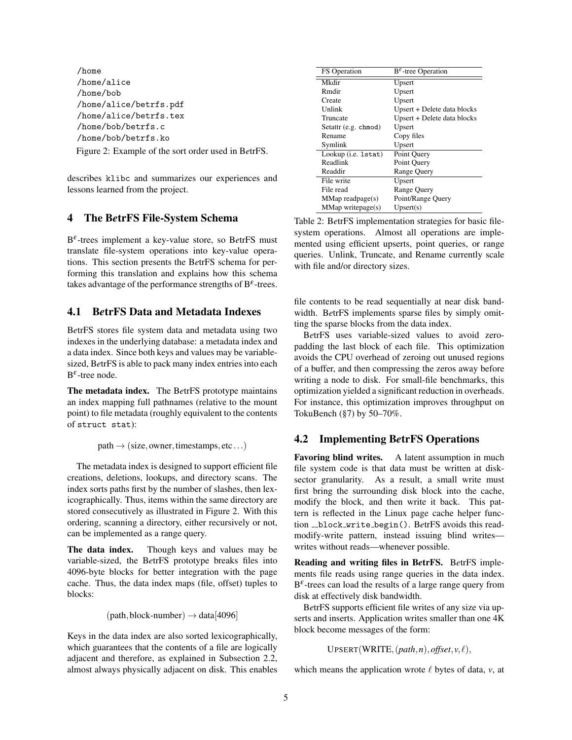```
/home
/home/alice
/home/bob
/home/alice/betrfs.pdf
/home/alice/betrfs.tex
/home/bob/betrfs.c
/home/bob/betrfs.ko
```

Figure 2: Example of the sort order used in B*e*trFS.

describes `klibc` and summarizes our experiences and lessons learned from the project.

## 4 The B*e*trFS File-System Schema

$B^\varepsilon$-trees implement a key-value store, so B*e*trFS must translate file-system operations into key-value operations. This section presents the B*e*trFS schema for performing this translation and explains how this schema takes advantage of the performance strengths of $B^\varepsilon$-trees.

### 4.1 B*e*trFS Data and Metadata Indexes

B*e*trFS stores file system data and metadata using two indexes in the underlying database: a metadata index and a data index. Since both keys and values may be variable-sized, B*e*trFS is able to pack many index entries into each $B^\varepsilon$-tree node.

**The metadata index.** The B*e*trFS prototype maintains an index mapping full pathnames (relative to the mount point) to file metadata (roughly equivalent to the contents of `struct stat`):

$$\text{path} \rightarrow (\text{size}, \text{owner}, \text{timestamps}, \text{etc}\ldots)$$

The metadata index is designed to support efficient file creations, deletions, lookups, and directory scans. The index sorts paths first by the number of slashes, then lexicographically. Thus, items within the same directory are stored consecutively as illustrated in Figure 2. With this ordering, scanning a directory, either recursively or not, can be implemented as a range query.

**The data index.** Though keys and values may be variable-sized, the B*e*trFS prototype breaks files into 4096-byte blocks for better integration with the page cache. Thus, the data index maps (file, offset) tuples to blocks:

$$(\text{path}, \text{block-number}) \rightarrow \text{data}[4096]$$

Keys in the data index are also sorted lexicographically, which guarantees that the contents of a file are logically adjacent and therefore, as explained in Subsection 2.2, almost always physically adjacent on disk. This enables file contents to be read sequentially at near disk bandwidth. B*e*trFS implements sparse files by simply omitting the sparse blocks from the data index.

| FS Operation | $B^\varepsilon$-tree Operation |
|---|---|
| Mkdir | Upsert |
| Rmdir | Upsert |
| Create | Upsert |
| Unlink | Upsert + Delete data blocks |
| Truncate | Upsert + Delete data blocks |
| Setattr (e.g. `chmod`) | Upsert |
| Rename | Copy files |
| Symlink | Upsert |
| Lookup (i.e. `lstat`) | Point Query |
| Readlink | Point Query |
| Readdir | Range Query |
| File write | Upsert |
| File read | Range Query |
| MMap readpage(s) | Point/Range Query |
| MMap writepage(s) | Upsert(s) |

Table 2: B*e*trFS implementation strategies for basic file-system operations. Almost all operations are implemented using efficient upserts, point queries, or range queries. Unlink, Truncate, and Rename currently scale with file and/or directory sizes.

B*e*trFS uses variable-sized values to avoid zero-padding the last block of each file. This optimization avoids the CPU overhead of zeroing out unused regions of a buffer, and then compressing the zeros away before writing a node to disk. For small-file benchmarks, this optimization yielded a significant reduction in overheads. For instance, this optimization improves throughput on TokuBench (§7) by 50–70%.

### 4.2 Implementing B*e*trFS Operations

**Favoring blind writes.** A latent assumption in much file system code is that data must be written at disk-sector granularity. As a result, a small write must first bring the surrounding disk block into the cache, modify the block, and then write it back. This pattern is reflected in the Linux page cache helper function `__block_write_begin()`. B*e*trFS avoids this read-modify-write pattern, instead issuing blind writes—writes without reads—whenever possible.

**Reading and writing files in B*e*trFS.** B*e*trFS implements file reads using range queries in the data index. $B^\varepsilon$-trees can load the results of a large range query from disk at effectively disk bandwidth.

B*e*trFS supports efficient file writes of any size via upserts and inserts. Application writes smaller than one 4K block become messages of the form:

$$\text{UPSERT}(\text{WRITE}, (path, n), offset, v, \ell),$$

which means the application wrote $\ell$ bytes of data, $v$, at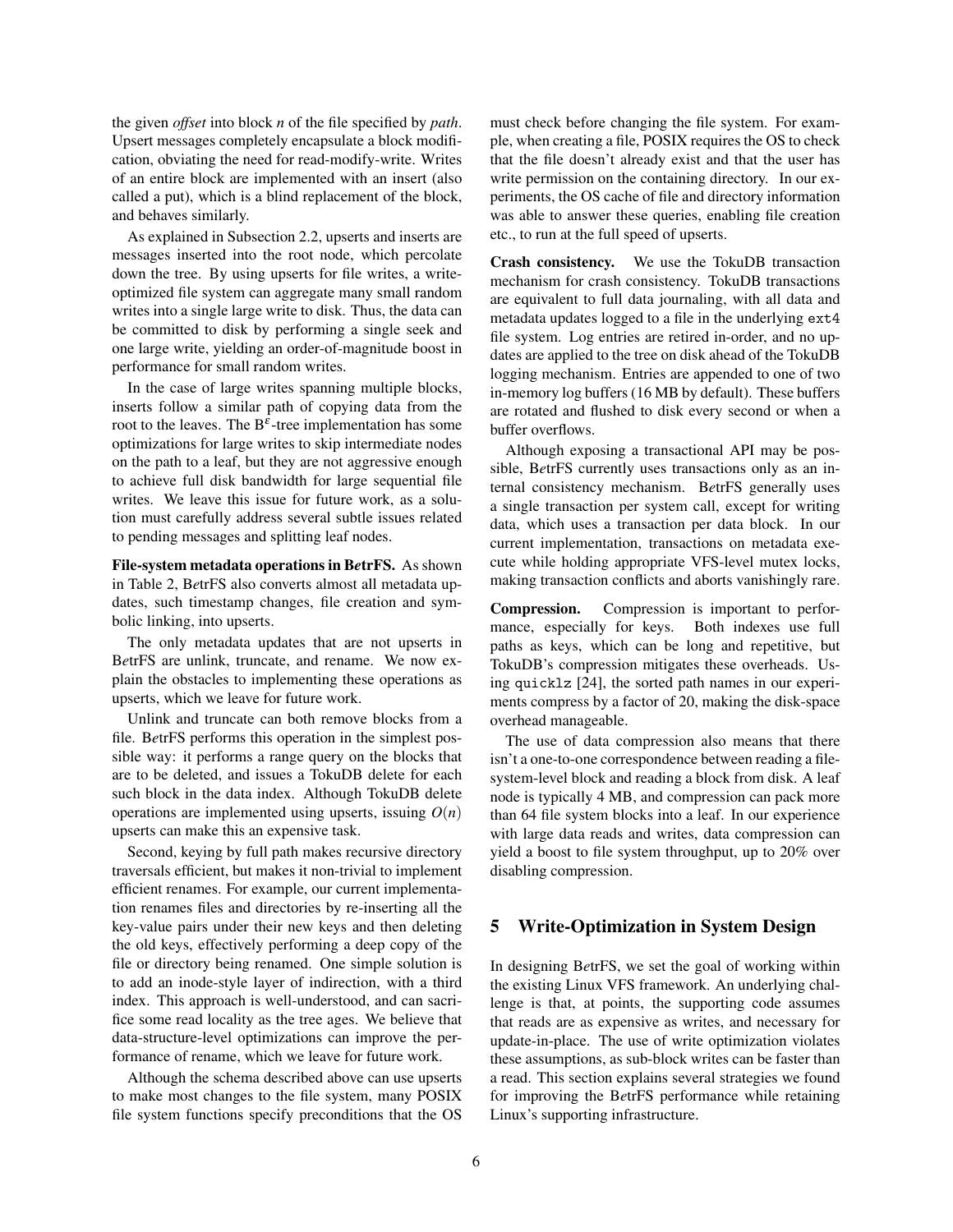the given *offset* into block *n* of the file specified by *path*. Upsert messages completely encapsulate a block modification, obviating the need for read-modify-write. Writes of an entire block are implemented with an insert (also called a put), which is a blind replacement of the block, and behaves similarly.

As explained in Subsection 2.2, upserts and inserts are messages inserted into the root node, which percolate down the tree. By using upserts for file writes, a write-optimized file system can aggregate many small random writes into a single large write to disk. Thus, the data can be committed to disk by performing a single seek and one large write, yielding an order-of-magnitude boost in performance for small random writes.

In the case of large writes spanning multiple blocks, inserts follow a similar path of copying data from the root to the leaves. The $B^{\varepsilon}$-tree implementation has some optimizations for large writes to skip intermediate nodes on the path to a leaf, but they are not aggressive enough to achieve full disk bandwidth for large sequential file writes. We leave this issue for future work, as a solution must carefully address several subtle issues related to pending messages and splitting leaf nodes.

**File-system metadata operations in B*e*trFS.** As shown in Table 2, B*e*trFS also converts almost all metadata updates, such timestamp changes, file creation and symbolic linking, into upserts.

The only metadata updates that are not upserts in B*e*trFS are unlink, truncate, and rename. We now explain the obstacles to implementing these operations as upserts, which we leave for future work.

Unlink and truncate can both remove blocks from a file. B*e*trFS performs this operation in the simplest possible way: it performs a range query on the blocks that are to be deleted, and issues a TokuDB delete for each such block in the data index. Although TokuDB delete operations are implemented using upserts, issuing $O(n)$ upserts can make this an expensive task.

Second, keying by full path makes recursive directory traversals efficient, but makes it non-trivial to implement efficient renames. For example, our current implementation renames files and directories by re-inserting all the key-value pairs under their new keys and then deleting the old keys, effectively performing a deep copy of the file or directory being renamed. One simple solution is to add an inode-style layer of indirection, with a third index. This approach is well-understood, and can sacrifice some read locality as the tree ages. We believe that data-structure-level optimizations can improve the performance of rename, which we leave for future work.

Although the schema described above can use upserts to make most changes to the file system, many POSIX file system functions specify preconditions that the OS must check before changing the file system. For example, when creating a file, POSIX requires the OS to check that the file doesn't already exist and that the user has write permission on the containing directory. In our experiments, the OS cache of file and directory information was able to answer these queries, enabling file creation etc., to run at the full speed of upserts.

**Crash consistency.** We use the TokuDB transaction mechanism for crash consistency. TokuDB transactions are equivalent to full data journaling, with all data and metadata updates logged to a file in the underlying `ext4` file system. Log entries are retired in-order, and no updates are applied to the tree on disk ahead of the TokuDB logging mechanism. Entries are appended to one of two in-memory log buffers (16 MB by default). These buffers are rotated and flushed to disk every second or when a buffer overflows.

Although exposing a transactional API may be possible, B*e*trFS currently uses transactions only as an internal consistency mechanism. B*e*trFS generally uses a single transaction per system call, except for writing data, which uses a transaction per data block. In our current implementation, transactions on metadata execute while holding appropriate VFS-level mutex locks, making transaction conflicts and aborts vanishingly rare.

**Compression.** Compression is important to performance, especially for keys. Both indexes use full paths as keys, which can be long and repetitive, but TokuDB's compression mitigates these overheads. Using `quicklz` [24], the sorted path names in our experiments compress by a factor of 20, making the disk-space overhead manageable.

The use of data compression also means that there isn't a one-to-one correspondence between reading a file-system-level block and reading a block from disk. A leaf node is typically 4 MB, and compression can pack more than 64 file system blocks into a leaf. In our experience with large data reads and writes, data compression can yield a boost to file system throughput, up to 20% over disabling compression.

## 5 Write-Optimization in System Design

In designing B*e*trFS, we set the goal of working within the existing Linux VFS framework. An underlying challenge is that, at points, the supporting code assumes that reads are as expensive as writes, and necessary for update-in-place. The use of write optimization violates these assumptions, as sub-block writes can be faster than a read. This section explains several strategies we found for improving the B*e*trFS performance while retaining Linux's supporting infrastructure.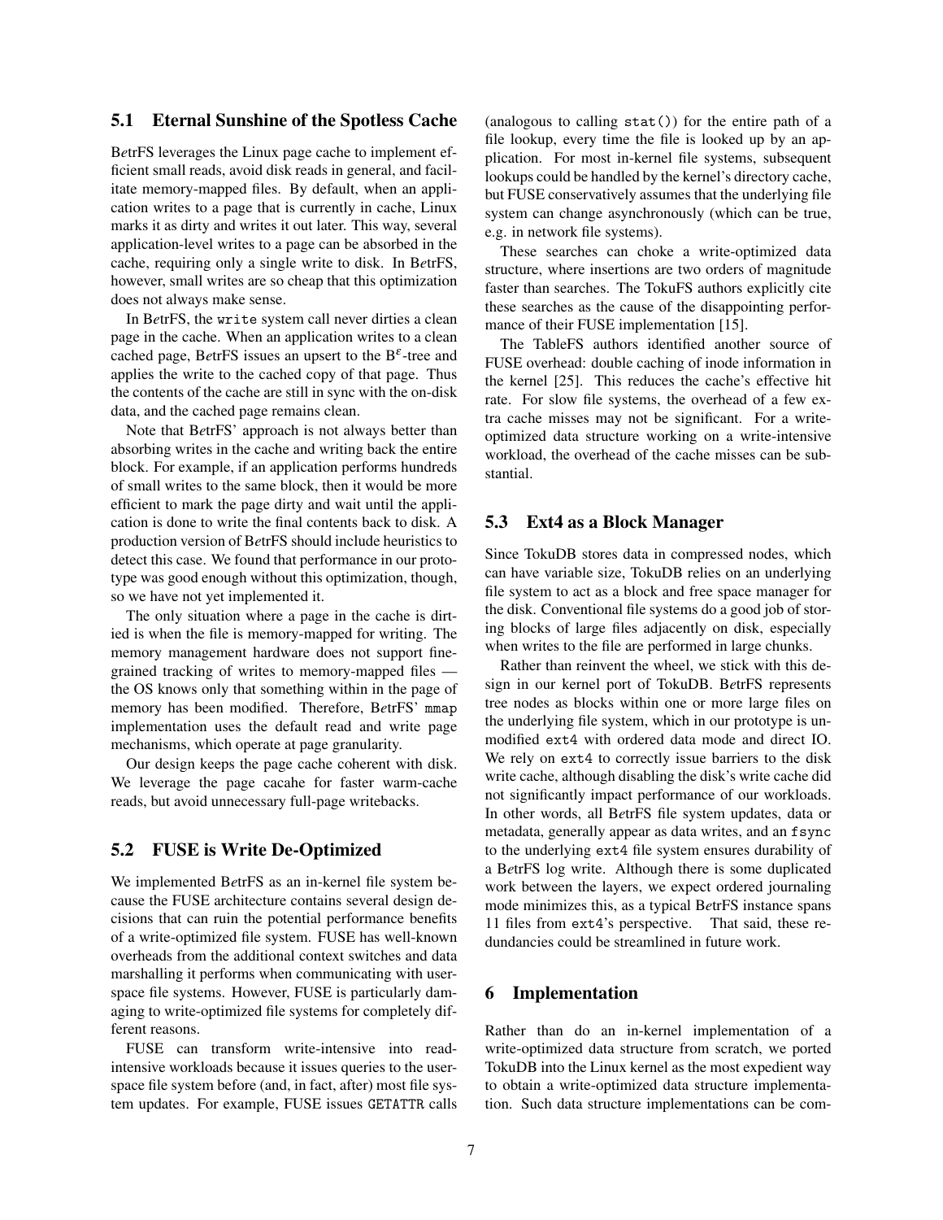### 5.1 Eternal Sunshine of the Spotless Cache

B*ε*trFS leverages the Linux page cache to implement efficient small reads, avoid disk reads in general, and facilitate memory-mapped files. By default, when an application writes to a page that is currently in cache, Linux marks it as dirty and writes it out later. This way, several application-level writes to a page can be absorbed in the cache, requiring only a single write to disk. In B*ε*trFS, however, small writes are so cheap that this optimization does not always make sense.

In B*ε*trFS, the `write` system call never dirties a clean page in the cache. When an application writes to a clean cached page, B*ε*trFS issues an upsert to the $B^{\varepsilon}$-tree and applies the write to the cached copy of that page. Thus the contents of the cache are still in sync with the on-disk data, and the cached page remains clean.

Note that B*ε*trFS' approach is not always better than absorbing writes in the cache and writing back the entire block. For example, if an application performs hundreds of small writes to the same block, then it would be more efficient to mark the page dirty and wait until the application is done to write the final contents back to disk. A production version of B*ε*trFS should include heuristics to detect this case. We found that performance in our prototype was good enough without this optimization, though, so we have not yet implemented it.

The only situation where a page in the cache is dirtied is when the file is memory-mapped for writing. The memory management hardware does not support fine-grained tracking of writes to memory-mapped files — the OS knows only that something within in the page of memory has been modified. Therefore, B*ε*trFS' `mmap` implementation uses the default read and write page mechanisms, which operate at page granularity.

Our design keeps the page cache coherent with disk. We leverage the page cacahe for faster warm-cache reads, but avoid unnecessary full-page writebacks.

### 5.2 FUSE is Write De-Optimized

We implemented B*ε*trFS as an in-kernel file system because the FUSE architecture contains several design decisions that can ruin the potential performance benefits of a write-optimized file system. FUSE has well-known overheads from the additional context switches and data marshalling it performs when communicating with userspace file systems. However, FUSE is particularly damaging to write-optimized file systems for completely different reasons.

FUSE can transform write-intensive into read-intensive workloads because it issues queries to the userspace file system before (and, in fact, after) most file system updates. For example, FUSE issues `GETATTR` calls (analogous to calling `stat()`) for the entire path of a file lookup, every time the file is looked up by an application. For most in-kernel file systems, subsequent lookups could be handled by the kernel's directory cache, but FUSE conservatively assumes that the underlying file system can change asynchronously (which can be true, e.g. in network file systems).

These searches can choke a write-optimized data structure, where insertions are two orders of magnitude faster than searches. The TokuFS authors explicitly cite these searches as the cause of the disappointing performance of their FUSE implementation [15].

The TableFS authors identified another source of FUSE overhead: double caching of inode information in the kernel [25]. This reduces the cache's effective hit rate. For slow file systems, the overhead of a few extra cache misses may not be significant. For a write-optimized data structure working on a write-intensive workload, the overhead of the cache misses can be substantial.

### 5.3 Ext4 as a Block Manager

Since TokuDB stores data in compressed nodes, which can have variable size, TokuDB relies on an underlying file system to act as a block and free space manager for the disk. Conventional file systems do a good job of storing blocks of large files adjacently on disk, especially when writes to the file are performed in large chunks.

Rather than reinvent the wheel, we stick with this design in our kernel port of TokuDB. B*ε*trFS represents tree nodes as blocks within one or more large files on the underlying file system, which in our prototype is unmodified `ext4` with ordered data mode and direct IO. We rely on `ext4` to correctly issue barriers to the disk write cache, although disabling the disk's write cache did not significantly impact performance of our workloads. In other words, all B*ε*trFS file system updates, data or metadata, generally appear as data writes, and an `fsync` to the underlying `ext4` file system ensures durability of a B*ε*trFS log write. Although there is some duplicated work between the layers, we expect ordered journaling mode minimizes this, as a typical B*ε*trFS instance spans 11 files from `ext4`'s perspective. That said, these redundancies could be streamlined in future work.

## 6 Implementation

Rather than do an in-kernel implementation of a write-optimized data structure from scratch, we ported TokuDB into the Linux kernel as the most expedient way to obtain a write-optimized data structure implementation. Such data structure implementations can be com-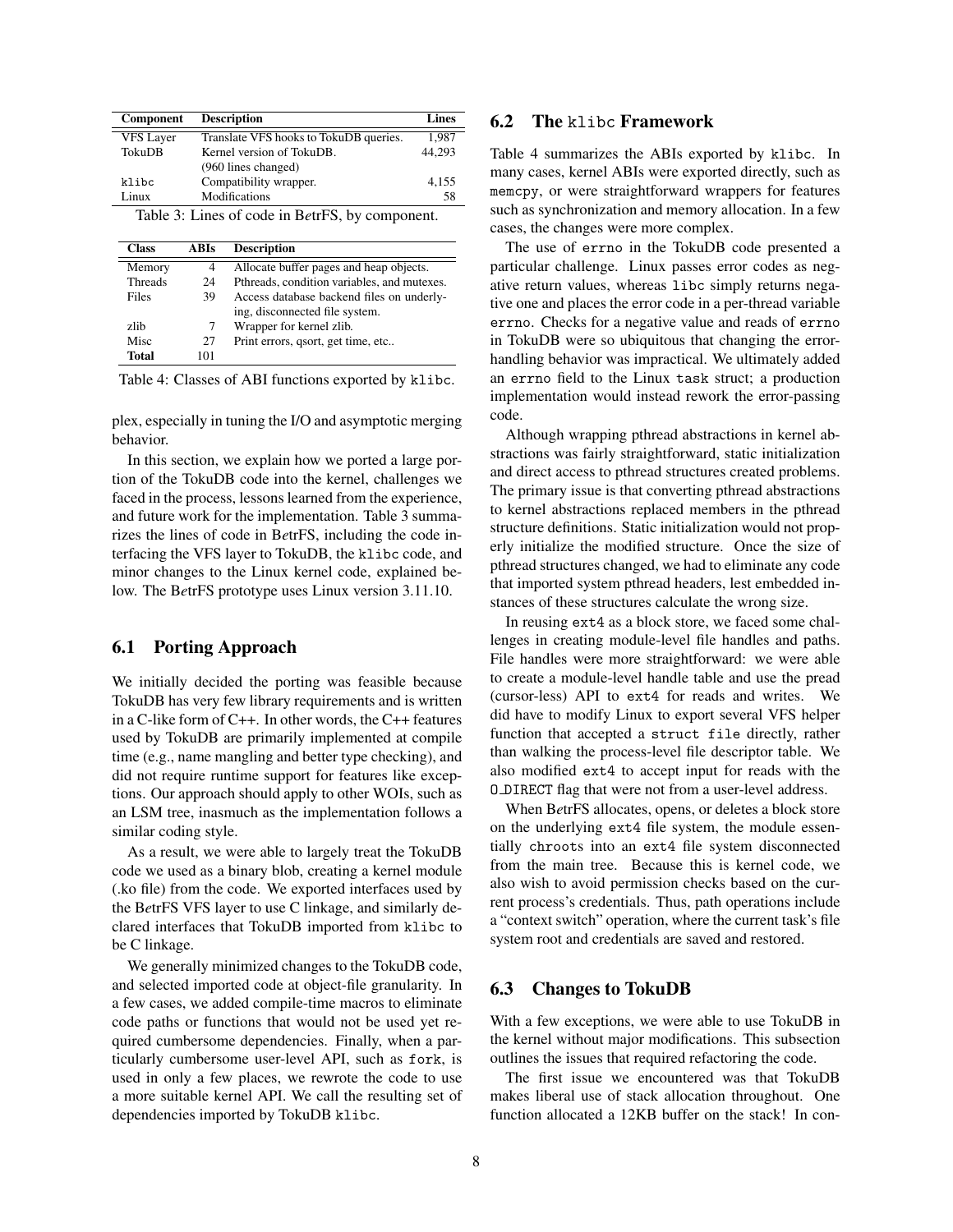| Component | Description | Lines |
|---|---|---|
| VFS Layer | Translate VFS hooks to TokuDB queries. | 1,987 |
| TokuDB | Kernel version of TokuDB. (960 lines changed) | 44,293 |
| klibc | Compatibility wrapper. | 4,155 |
| Linux | Modifications | 58 |

Table 3: Lines of code in B*ε*trFS, by component.

| Class | ABIs | Description |
|---|---|---|
| Memory | 4 | Allocate buffer pages and heap objects. |
| Threads | 24 | Pthreads, condition variables, and mutexes. |
| Files | 39 | Access database backend files on underlying, disconnected file system. |
| zlib | 7 | Wrapper for kernel zlib. |
| Misc | 27 | Print errors, qsort, get time, etc.. |
| **Total** | 101 | |

Table 4: Classes of ABI functions exported by klibc.

plex, especially in tuning the I/O and asymptotic merging behavior.

In this section, we explain how we ported a large portion of the TokuDB code into the kernel, challenges we faced in the process, lessons learned from the experience, and future work for the implementation. Table 3 summarizes the lines of code in B*ε*trFS, including the code interfacing the VFS layer to TokuDB, the klibc code, and minor changes to the Linux kernel code, explained below. The B*ε*trFS prototype uses Linux version 3.11.10.

## 6.1 Porting Approach

We initially decided the porting was feasible because TokuDB has very few library requirements and is written in a C-like form of C++. In other words, the C++ features used by TokuDB are primarily implemented at compile time (e.g., name mangling and better type checking), and did not require runtime support for features like exceptions. Our approach should apply to other WOIs, such as an LSM tree, inasmuch as the implementation follows a similar coding style.

As a result, we were able to largely treat the TokuDB code we used as a binary blob, creating a kernel module (.ko file) from the code. We exported interfaces used by the B*ε*trFS VFS layer to use C linkage, and similarly declared interfaces that TokuDB imported from klibc to be C linkage.

We generally minimized changes to the TokuDB code, and selected imported code at object-file granularity. In a few cases, we added compile-time macros to eliminate code paths or functions that would not be used yet required cumbersome dependencies. Finally, when a particularly cumbersome user-level API, such as fork, is used in only a few places, we rewrote the code to use a more suitable kernel API. We call the resulting set of dependencies imported by TokuDB klibc.

## 6.2 The klibc Framework

Table 4 summarizes the ABIs exported by klibc. In many cases, kernel ABIs were exported directly, such as memcpy, or were straightforward wrappers for features such as synchronization and memory allocation. In a few cases, the changes were more complex.

The use of errno in the TokuDB code presented a particular challenge. Linux passes error codes as negative return values, whereas libc simply returns negative one and places the error code in a per-thread variable errno. Checks for a negative value and reads of errno in TokuDB were so ubiquitous that changing the error-handling behavior was impractical. We ultimately added an errno field to the Linux task struct; a production implementation would instead rework the error-passing code.

Although wrapping pthread abstractions in kernel abstractions was fairly straightforward, static initialization and direct access to pthread structures created problems. The primary issue is that converting pthread abstractions to kernel abstractions replaced members in the pthread structure definitions. Static initialization would not properly initialize the modified structure. Once the size of pthread structures changed, we had to eliminate any code that imported system pthread headers, lest embedded instances of these structures calculate the wrong size.

In reusing ext4 as a block store, we faced some challenges in creating module-level file handles and paths. File handles were more straightforward: we were able to create a module-level handle table and use the pread (cursor-less) API to ext4 for reads and writes. We did have to modify Linux to export several VFS helper function that accepted a struct file directly, rather than walking the process-level file descriptor table. We also modified ext4 to accept input for reads with the O_DIRECT flag that were not from a user-level address.

When B*ε*trFS allocates, opens, or deletes a block store on the underlying ext4 file system, the module essentially chroots into an ext4 file system disconnected from the main tree. Because this is kernel code, we also wish to avoid permission checks based on the current process's credentials. Thus, path operations include a "context switch" operation, where the current task's file system root and credentials are saved and restored.

## 6.3 Changes to TokuDB

With a few exceptions, we were able to use TokuDB in the kernel without major modifications. This subsection outlines the issues that required refactoring the code.

The first issue we encountered was that TokuDB makes liberal use of stack allocation throughout. One function allocated a 12KB buffer on the stack! In con-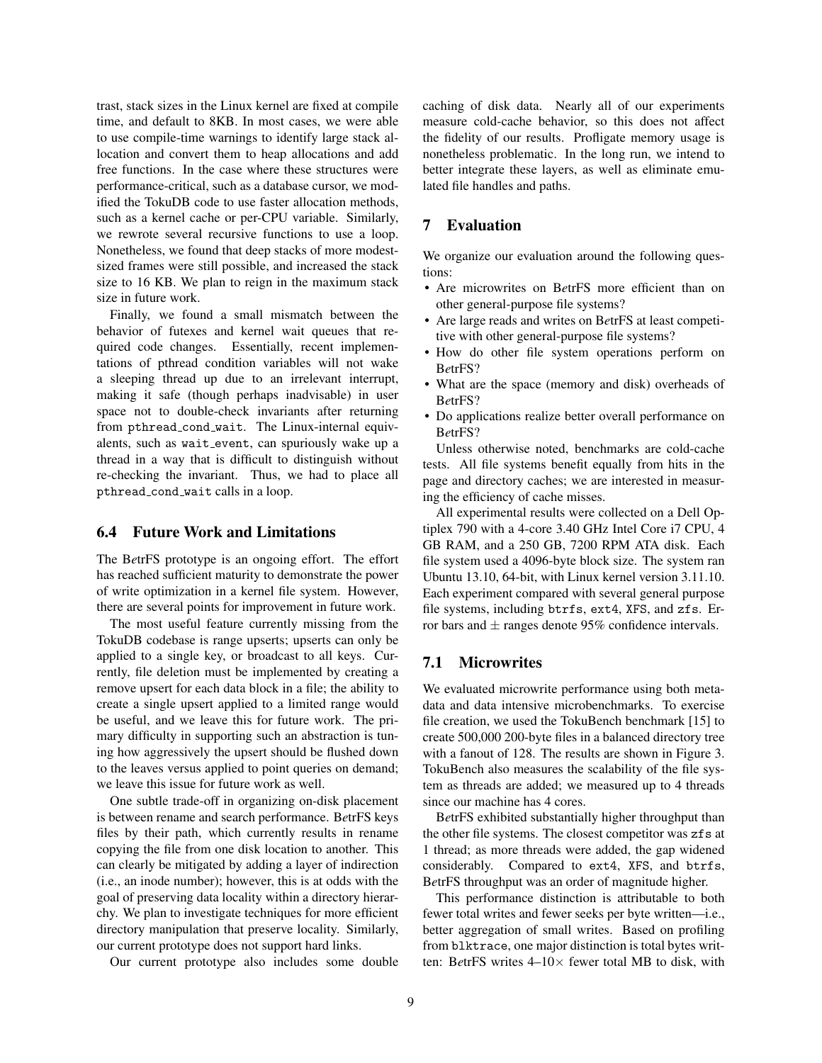trast, stack sizes in the Linux kernel are fixed at compile time, and default to 8KB. In most cases, we were able to use compile-time warnings to identify large stack allocation and convert them to heap allocations and add free functions. In the case where these structures were performance-critical, such as a database cursor, we modified the TokuDB code to use faster allocation methods, such as a kernel cache or per-CPU variable. Similarly, we rewrote several recursive functions to use a loop. Nonetheless, we found that deep stacks of more modest-sized frames were still possible, and increased the stack size to 16 KB. We plan to reign in the maximum stack size in future work.

Finally, we found a small mismatch between the behavior of futexes and kernel wait queues that required code changes. Essentially, recent implementations of pthread condition variables will not wake a sleeping thread up due to an irrelevant interrupt, making it safe (though perhaps inadvisable) in user space not to double-check invariants after returning from `pthread_cond_wait`. The Linux-internal equivalents, such as `wait_event`, can spuriously wake up a thread in a way that is difficult to distinguish without re-checking the invariant. Thus, we had to place all `pthread_cond_wait` calls in a loop.

### 6.4 Future Work and Limitations

The B*e*trFS prototype is an ongoing effort. The effort has reached sufficient maturity to demonstrate the power of write optimization in a kernel file system. However, there are several points for improvement in future work.

The most useful feature currently missing from the TokuDB codebase is range upserts; upserts can only be applied to a single key, or broadcast to all keys. Currently, file deletion must be implemented by creating a remove upsert for each data block in a file; the ability to create a single upsert applied to a limited range would be useful, and we leave this for future work. The primary difficulty in supporting such an abstraction is tuning how aggressively the upsert should be flushed down to the leaves versus applied to point queries on demand; we leave this issue for future work as well.

One subtle trade-off in organizing on-disk placement is between rename and search performance. B*e*trFS keys files by their path, which currently results in rename copying the file from one disk location to another. This can clearly be mitigated by adding a layer of indirection (i.e., an inode number); however, this is at odds with the goal of preserving data locality within a directory hierarchy. We plan to investigate techniques for more efficient directory manipulation that preserve locality. Similarly, our current prototype does not support hard links.

Our current prototype also includes some double caching of disk data. Nearly all of our experiments measure cold-cache behavior, so this does not affect the fidelity of our results. Profligate memory usage is nonetheless problematic. In the long run, we intend to better integrate these layers, as well as eliminate emulated file handles and paths.

## 7 Evaluation

We organize our evaluation around the following questions:

- Are microwrites on B*e*trFS more efficient than on other general-purpose file systems?
- Are large reads and writes on B*e*trFS at least competitive with other general-purpose file systems?
- How do other file system operations perform on B*e*trFS?
- What are the space (memory and disk) overheads of B*e*trFS?
- Do applications realize better overall performance on B*e*trFS?

Unless otherwise noted, benchmarks are cold-cache tests. All file systems benefit equally from hits in the page and directory caches; we are interested in measuring the efficiency of cache misses.

All experimental results were collected on a Dell Optiplex 790 with a 4-core 3.40 GHz Intel Core i7 CPU, 4 GB RAM, and a 250 GB, 7200 RPM ATA disk. Each file system used a 4096-byte block size. The system ran Ubuntu 13.10, 64-bit, with Linux kernel version 3.11.10. Each experiment compared with several general purpose file systems, including `btrfs`, `ext4`, `XFS`, and `zfs`. Error bars and $\pm$ ranges denote 95% confidence intervals.

### 7.1 Microwrites

We evaluated microwrite performance using both metadata and data intensive microbenchmarks. To exercise file creation, we used the TokuBench benchmark [15] to create 500,000 200-byte files in a balanced directory tree with a fanout of 128. The results are shown in Figure 3. TokuBench also measures the scalability of the file system as threads are added; we measured up to 4 threads since our machine has 4 cores.

B*e*trFS exhibited substantially higher throughput than the other file systems. The closest competitor was `zfs` at 1 thread; as more threads were added, the gap widened considerably. Compared to `ext4`, `XFS`, and `btrfs`, B*e*trFS throughput was an order of magnitude higher.

This performance distinction is attributable to both fewer total writes and fewer seeks per byte written—i.e., better aggregation of small writes. Based on profiling from `blktrace`, one major distinction is total bytes written: B*e*trFS writes 4–10$\times$ fewer total MB to disk, with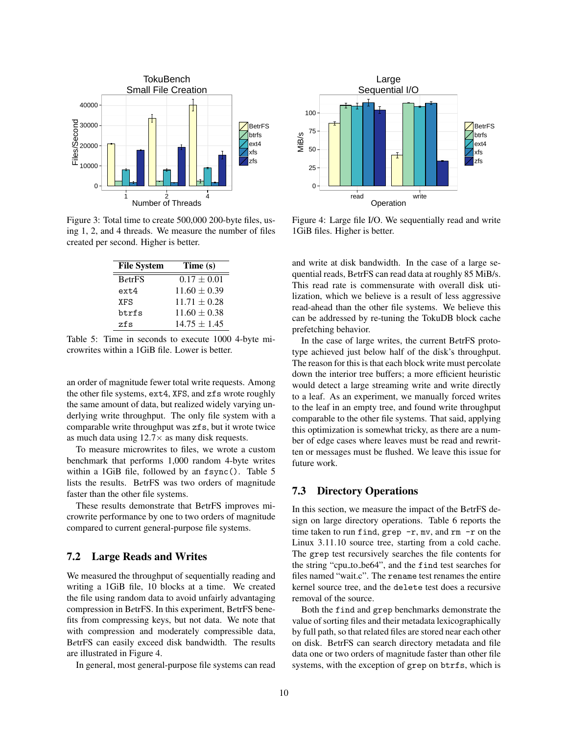Figure 3: Total time to create 500,000 200-byte files, using 1, 2, and 4 threads. We measure the number of files created per second. Higher is better.

Figure 4: Large file I/O. We sequentially read and write 1GiB files. Higher is better.

| File System | Time (s) |
|---|---|
| BetrFS | 0.17 ± 0.01 |
| ext4 | 11.60 ± 0.39 |
| XFS | 11.71 ± 0.28 |
| btrfs | 11.60 ± 0.38 |
| zfs | 14.75 ± 1.45 |

Table 5: Time in seconds to execute 1000 4-byte microwrites within a 1GiB file. Lower is better.

an order of magnitude fewer total write requests. Among the other file systems, ext4, XFS, and zfs wrote roughly the same amount of data, but realized widely varying underlying write throughput. The only file system with a comparable write throughput was zfs, but it wrote twice as much data using 12.7× as many disk requests.

To measure microwrites to files, we wrote a custom benchmark that performs 1,000 random 4-byte writes within a 1GiB file, followed by an fsync(). Table 5 lists the results. BetrFS was two orders of magnitude faster than the other file systems.

These results demonstrate that BetrFS improves microwrite performance by one to two orders of magnitude compared to current general-purpose file systems.

## 7.2 Large Reads and Writes

We measured the throughput of sequentially reading and writing a 1GiB file, 10 blocks at a time. We created the file using random data to avoid unfairly advantaging compression in BetrFS. In this experiment, BetrFS benefits from compressing keys, but not data. We note that with compression and moderately compressible data, BetrFS can easily exceed disk bandwidth. The results are illustrated in Figure 4.

In general, most general-purpose file systems can read and write at disk bandwidth. In the case of a large sequential reads, BetrFS can read data at roughly 85 MiB/s. This read rate is commensurate with overall disk utilization, which we believe is a result of less aggressive read-ahead than the other file systems. We believe this can be addressed by re-tuning the TokuDB block cache prefetching behavior.

In the case of large writes, the current BetrFS prototype achieved just below half of the disk's throughput. The reason for this is that each block write must percolate down the interior tree buffers; a more efficient heuristic would detect a large streaming write and write directly to a leaf. As an experiment, we manually forced writes to the leaf in an empty tree, and found write throughput comparable to the other file systems. That said, applying this optimization is somewhat tricky, as there are a number of edge cases where leaves must be read and rewritten or messages must be flushed. We leave this issue for future work.

## 7.3 Directory Operations

In this section, we measure the impact of the BetrFS design on large directory operations. Table 6 reports the time taken to run find, grep -r, mv, and rm -r on the Linux 3.11.10 source tree, starting from a cold cache. The grep test recursively searches the file contents for the string "cpu_to_be64", and the find test searches for files named "wait.c". The rename test renames the entire kernel source tree, and the delete test does a recursive removal of the source.

Both the find and grep benchmarks demonstrate the value of sorting files and their metadata lexicographically by full path, so that related files are stored near each other on disk. BetrFS can search directory metadata and file data one or two orders of magnitude faster than other file systems, with the exception of grep on btrfs, which is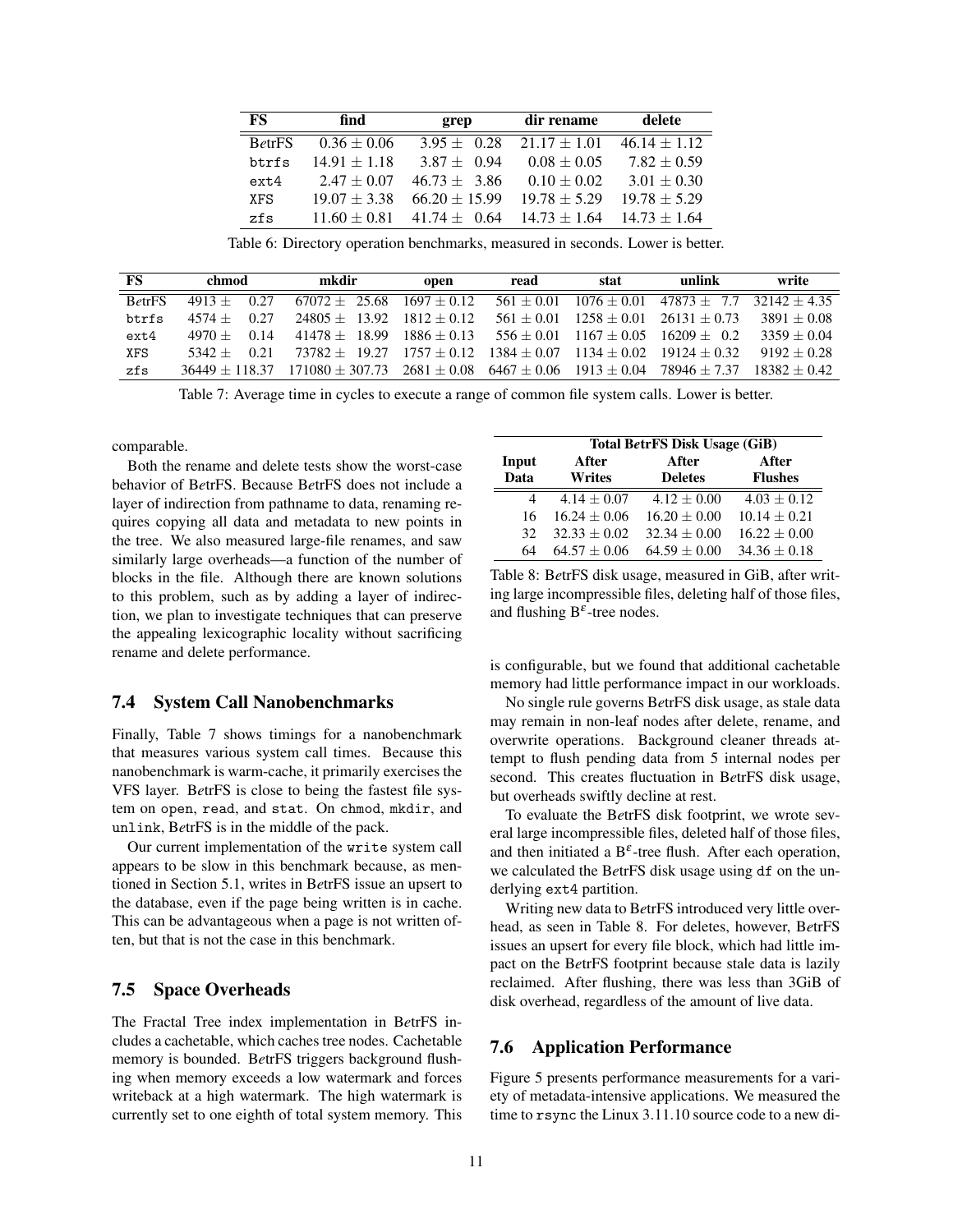| FS | find | grep | dir rename | delete |
|---|---|---|---|---|
| BetrFS | $0.36 \pm 0.06$ | $3.95 \pm 0.28$ | $21.17 \pm 1.01$ | $46.14 \pm 1.12$ |
| btrfs | $14.91 \pm 1.18$ | $3.87 \pm 0.94$ | $0.08 \pm 0.05$ | $7.82 \pm 0.59$ |
| ext4 | $2.47 \pm 0.07$ | $46.73 \pm 3.86$ | $0.10 \pm 0.02$ | $3.01 \pm 0.30$ |
| XFS | $19.07 \pm 3.38$ | $66.20 \pm 15.99$ | $19.78 \pm 5.29$ | $19.78 \pm 5.29$ |
| zfs | $11.60 \pm 0.81$ | $41.74 \pm 0.64$ | $14.73 \pm 1.64$ | $14.73 \pm 1.64$ |

Table 6: Directory operation benchmarks, measured in seconds. Lower is better.

| FS | chmod | mkdir | open | read | stat | unlink | write |
|---|---|---|---|---|---|---|---|
| BetrFS | $4913 \pm 0.27$ | $67072 \pm 25.68$ | $1697 \pm 0.12$ | $561 \pm 0.01$ | $1076 \pm 0.01$ | $47873 \pm 7.7$ | $32142 \pm 4.35$ |
| btrfs | $4574 \pm 0.27$ | $24805 \pm 13.92$ | $1812 \pm 0.12$ | $561 \pm 0.01$ | $1258 \pm 0.01$ | $26131 \pm 0.73$ | $3891 \pm 0.08$ |
| ext4 | $4970 \pm 0.14$ | $41478 \pm 18.99$ | $1886 \pm 0.13$ | $556 \pm 0.01$ | $1167 \pm 0.05$ | $16209 \pm 0.2$ | $3359 \pm 0.04$ |
| XFS | $5342 \pm 0.21$ | $73782 \pm 19.27$ | $1757 \pm 0.12$ | $1384 \pm 0.07$ | $1134 \pm 0.02$ | $19124 \pm 0.32$ | $9192 \pm 0.28$ |
| zfs | $36449 \pm 118.37$ | $171080 \pm 307.73$ | $2681 \pm 0.08$ | $6467 \pm 0.06$ | $1913 \pm 0.04$ | $78946 \pm 7.37$ | $18382 \pm 0.42$ |

Table 7: Average time in cycles to execute a range of common file system calls. Lower is better.

comparable.

Both the rename and delete tests show the worst-case behavior of BetrFS. Because BetrFS does not include a layer of indirection from pathname to data, renaming requires copying all data and metadata to new points in the tree. We also measured large-file renames, and saw similarly large overheads—a function of the number of blocks in the file. Although there are known solutions to this problem, such as by adding a layer of indirection, we plan to investigate techniques that can preserve the appealing lexicographic locality without sacrificing rename and delete performance.

## 7.4 System Call Nanobenchmarks

Finally, Table 7 shows timings for a nanobenchmark that measures various system call times. Because this nanobenchmark is warm-cache, it primarily exercises the VFS layer. BetrFS is close to being the fastest file system on open, read, and stat. On chmod, mkdir, and unlink, BetrFS is in the middle of the pack.

Our current implementation of the write system call appears to be slow in this benchmark because, as mentioned in Section 5.1, writes in BetrFS issue an upsert to the database, even if the page being written is in cache. This can be advantageous when a page is not written often, but that is not the case in this benchmark.

## 7.5 Space Overheads

The Fractal Tree index implementation in BetrFS includes a cachetable, which caches tree nodes. Cachetable memory is bounded. BetrFS triggers background flushing when memory exceeds a low watermark and forces writeback at a high watermark. The high watermark is currently set to one eighth of total system memory. This is configurable, but we found that additional cachetable memory had little performance impact in our workloads.

| | Total BetrFS Disk Usage (GiB) | | |
|---|---|---|---|
| Input Data | After Writes | After Deletes | After Flushes |
| 4 | $4.14 \pm 0.07$ | $4.12 \pm 0.00$ | $4.03 \pm 0.12$ |
| 16 | $16.24 \pm 0.06$ | $16.20 \pm 0.00$ | $10.14 \pm 0.21$ |
| 32 | $32.33 \pm 0.02$ | $32.34 \pm 0.00$ | $16.22 \pm 0.00$ |
| 64 | $64.57 \pm 0.06$ | $64.59 \pm 0.00$ | $34.36 \pm 0.18$ |

Table 8: BetrFS disk usage, measured in GiB, after writing large incompressible files, deleting half of those files, and flushing $B^{\varepsilon}$-tree nodes.

No single rule governs BetrFS disk usage, as stale data may remain in non-leaf nodes after delete, rename, and overwrite operations. Background cleaner threads attempt to flush pending data from 5 internal nodes per second. This creates fluctuation in BetrFS disk usage, but overheads swiftly decline at rest.

To evaluate the BetrFS disk footprint, we wrote several large incompressible files, deleted half of those files, and then initiated a $B^{\varepsilon}$-tree flush. After each operation, we calculated the BetrFS disk usage using df on the underlying ext4 partition.

Writing new data to BetrFS introduced very little overhead, as seen in Table 8. For deletes, however, BetrFS issues an upsert for every file block, which had little impact on the BetrFS footprint because stale data is lazily reclaimed. After flushing, there was less than 3GiB of disk overhead, regardless of the amount of live data.

## 7.6 Application Performance

Figure 5 presents performance measurements for a variety of metadata-intensive applications. We measured the time to rsync the Linux 3.11.10 source code to a new di-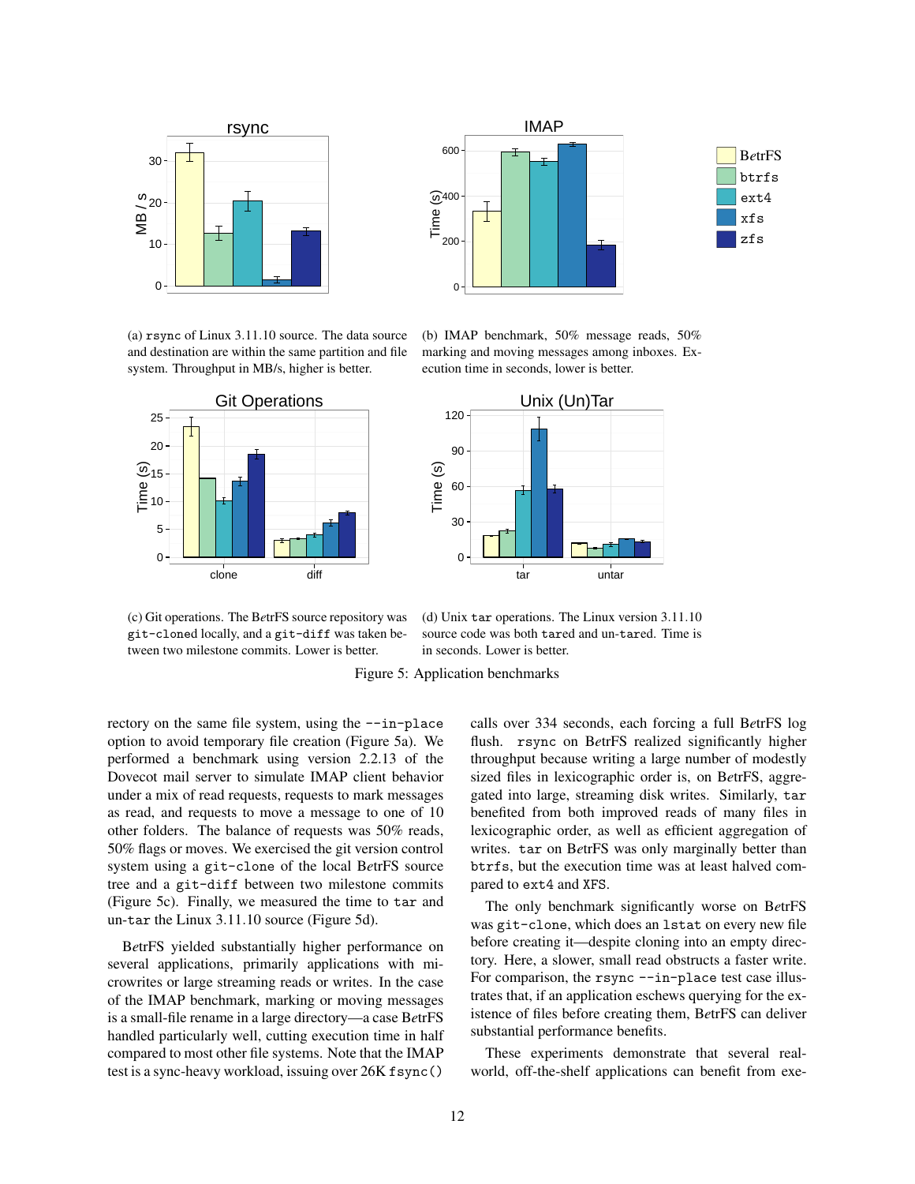(a) `rsync` of Linux 3.11.10 source. The data source and destination are within the same partition and file system. Throughput in MB/s, higher is better.

(b) IMAP benchmark, 50% message reads, 50% marking and moving messages among inboxes. Execution time in seconds, lower is better.

(c) Git operations. The B*e*trFS source repository was `git-clone`d locally, and a `git-diff` was taken between two milestone commits. Lower is better.

(d) Unix `tar` operations. The Linux version 3.11.10 source code was both `tar`ed and un-`tar`ed. Time is in seconds. Lower is better.

Figure 5: Application benchmarks

rectory on the same file system, using the `--in-place` option to avoid temporary file creation (Figure 5a). We performed a benchmark using version 2.2.13 of the Dovecot mail server to simulate IMAP client behavior under a mix of read requests, requests to mark messages as read, and requests to move a message to one of 10 other folders. The balance of requests was 50% reads, 50% flags or moves. We exercised the git version control system using a `git-clone` of the local B*e*trFS source tree and a `git-diff` between two milestone commits (Figure 5c). Finally, we measured the time to `tar` and un-`tar` the Linux 3.11.10 source (Figure 5d).

B*e*trFS yielded substantially higher performance on several applications, primarily applications with microwrites or large streaming reads or writes. In the case of the IMAP benchmark, marking or moving messages is a small-file rename in a large directory—a case B*e*trFS handled particularly well, cutting execution time in half compared to most other file systems. Note that the IMAP test is a sync-heavy workload, issuing over 26K `fsync()` calls over 334 seconds, each forcing a full B*e*trFS log flush. `rsync` on B*e*trFS realized significantly higher throughput because writing a large number of modestly sized files in lexicographic order is, on B*e*trFS, aggregated into large, streaming disk writes. Similarly, `tar` benefited from both improved reads of many files in lexicographic order, as well as efficient aggregation of writes. `tar` on B*e*trFS was only marginally better than `btrfs`, but the execution time was at least halved compared to `ext4` and `XFS`.

The only benchmark significantly worse on B*e*trFS was `git-clone`, which does an `lstat` on every new file before creating it—despite cloning into an empty directory. Here, a slower, small read obstructs a faster write. For comparison, the `rsync --in-place` test case illustrates that, if an application eschews querying for the existence of files before creating them, B*e*trFS can deliver substantial performance benefits.

These experiments demonstrate that several real-world, off-the-shelf applications can benefit from exe-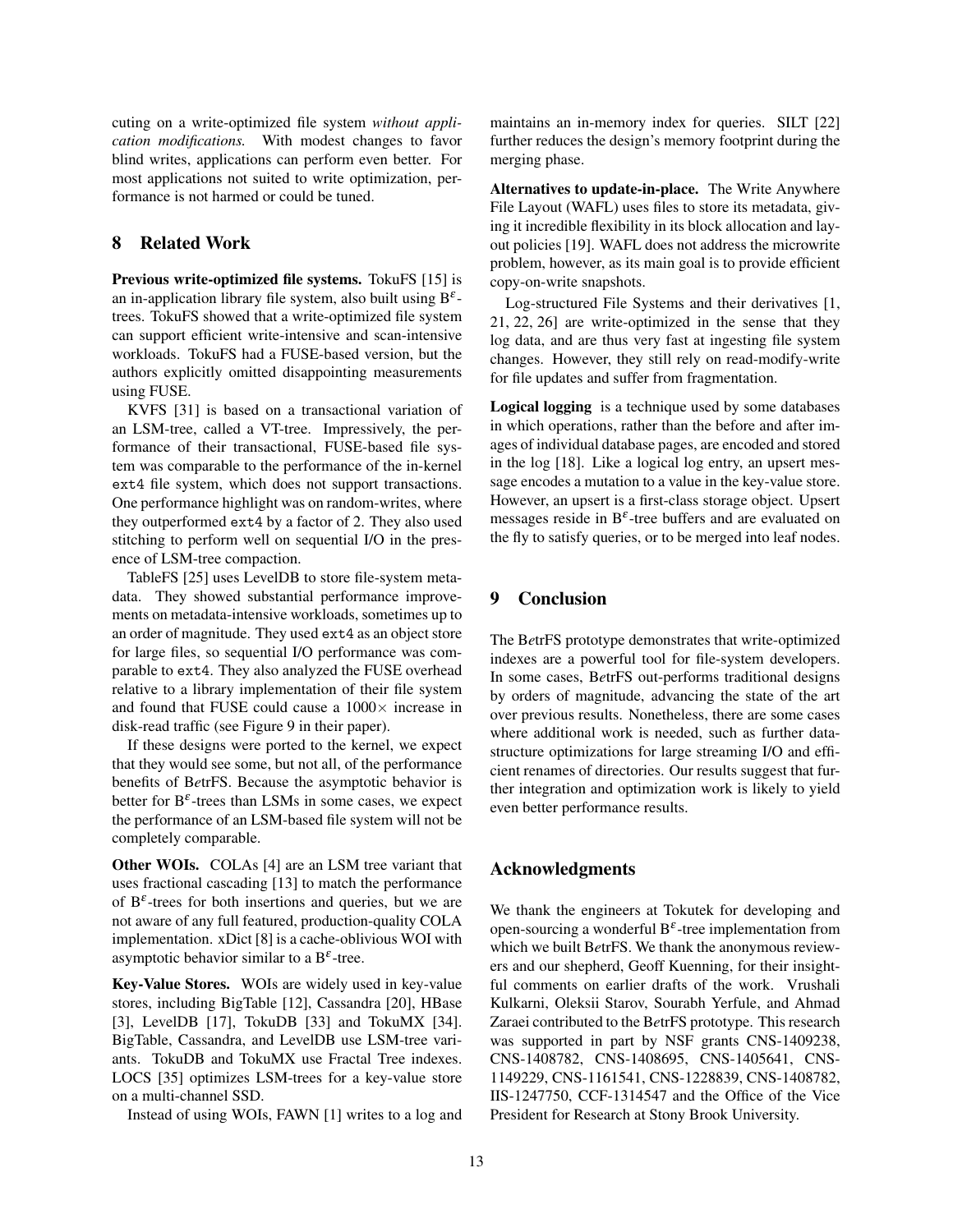cuting on a write-optimized file system *without application modifications.* With modest changes to favor blind writes, applications can perform even better. For most applications not suited to write optimization, performance is not harmed or could be tuned.

## 8 Related Work

**Previous write-optimized file systems.** TokuFS [15] is an in-application library file system, also built using B$^{\varepsilon}$-trees. TokuFS showed that a write-optimized file system can support efficient write-intensive and scan-intensive workloads. TokuFS had a FUSE-based version, but the authors explicitly omitted disappointing measurements using FUSE.

KVFS [31] is based on a transactional variation of an LSM-tree, called a VT-tree. Impressively, the performance of their transactional, FUSE-based file system was comparable to the performance of the in-kernel `ext4` file system, which does not support transactions. One performance highlight was on random-writes, where they outperformed `ext4` by a factor of 2. They also used stitching to perform well on sequential I/O in the presence of LSM-tree compaction.

TableFS [25] uses LevelDB to store file-system metadata. They showed substantial performance improvements on metadata-intensive workloads, sometimes up to an order of magnitude. They used `ext4` as an object store for large files, so sequential I/O performance was comparable to `ext4`. They also analyzed the FUSE overhead relative to a library implementation of their file system and found that FUSE could cause a $1000\times$ increase in disk-read traffic (see Figure 9 in their paper).

If these designs were ported to the kernel, we expect that they would see some, but not all, of the performance benefits of B*ε*trFS. Because the asymptotic behavior is better for B$^{\varepsilon}$-trees than LSMs in some cases, we expect the performance of an LSM-based file system will not be completely comparable.

**Other WOIs.** COLAs [4] are an LSM tree variant that uses fractional cascading [13] to match the performance of B$^{\varepsilon}$-trees for both insertions and queries, but we are not aware of any full featured, production-quality COLA implementation. xDict [8] is a cache-oblivious WOI with asymptotic behavior similar to a B$^{\varepsilon}$-tree.

**Key-Value Stores.** WOIs are widely used in key-value stores, including BigTable [12], Cassandra [20], HBase [3], LevelDB [17], TokuDB [33] and TokuMX [34]. BigTable, Cassandra, and LevelDB use LSM-tree variants. TokuDB and TokuMX use Fractal Tree indexes. LOCS [35] optimizes LSM-trees for a key-value store on a multi-channel SSD.

Instead of using WOIs, FAWN [1] writes to a log and maintains an in-memory index for queries. SILT [22] further reduces the design's memory footprint during the merging phase.

**Alternatives to update-in-place.** The Write Anywhere File Layout (WAFL) uses files to store its metadata, giving it incredible flexibility in its block allocation and layout policies [19]. WAFL does not address the microwrite problem, however, as its main goal is to provide efficient copy-on-write snapshots.

Log-structured File Systems and their derivatives [1, 21, 22, 26] are write-optimized in the sense that they log data, and are thus very fast at ingesting file system changes. However, they still rely on read-modify-write for file updates and suffer from fragmentation.

**Logical logging** is a technique used by some databases in which operations, rather than the before and after images of individual database pages, are encoded and stored in the log [18]. Like a logical log entry, an upsert message encodes a mutation to a value in the key-value store. However, an upsert is a first-class storage object. Upsert messages reside in B$^{\varepsilon}$-tree buffers and are evaluated on the fly to satisfy queries, or to be merged into leaf nodes.

## 9 Conclusion

The B*ε*trFS prototype demonstrates that write-optimized indexes are a powerful tool for file-system developers. In some cases, B*ε*trFS out-performs traditional designs by orders of magnitude, advancing the state of the art over previous results. Nonetheless, there are some cases where additional work is needed, such as further data-structure optimizations for large streaming I/O and efficient renames of directories. Our results suggest that further integration and optimization work is likely to yield even better performance results.

## Acknowledgments

We thank the engineers at Tokutek for developing and open-sourcing a wonderful B$^{\varepsilon}$-tree implementation from which we built B*ε*trFS. We thank the anonymous reviewers and our shepherd, Geoff Kuenning, for their insightful comments on earlier drafts of the work. Vrushali Kulkarni, Oleksii Starov, Sourabh Yerfule, and Ahmad Zaraei contributed to the B*ε*trFS prototype. This research was supported in part by NSF grants CNS-1409238, CNS-1408782, CNS-1408695, CNS-1405641, CNS-1149229, CNS-1161541, CNS-1228839, CNS-1408782, IIS-1247750, CCF-1314547 and the Office of the Vice President for Research at Stony Brook University.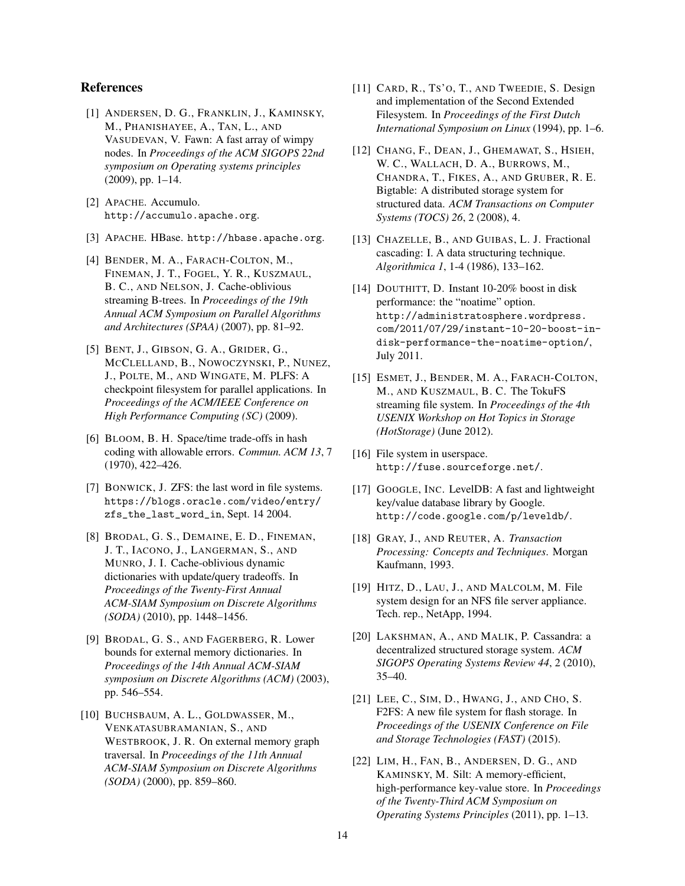## References

[1] Andersen, D. G., Franklin, J., Kaminsky, M., Phanishayee, A., Tan, L., and Vasudevan, V. Fawn: A fast array of wimpy nodes. In *Proceedings of the ACM SIGOPS 22nd symposium on Operating systems principles* (2009), pp. 1–14.

[2] Apache. Accumulo. `http://accumulo.apache.org`.

[3] Apache. HBase. `http://hbase.apache.org`.

[4] Bender, M. A., Farach-Colton, M., Fineman, J. T., Fogel, Y. R., Kuszmaul, B. C., and Nelson, J. Cache-oblivious streaming B-trees. In *Proceedings of the 19th Annual ACM Symposium on Parallel Algorithms and Architectures (SPAA)* (2007), pp. 81–92.

[5] Bent, J., Gibson, G. A., Grider, G., McClelland, B., Nowoczynski, P., Nunez, J., Polte, M., and Wingate, M. PLFS: A checkpoint filesystem for parallel applications. In *Proceedings of the ACM/IEEE Conference on High Performance Computing (SC)* (2009).

[6] Bloom, B. H. Space/time trade-offs in hash coding with allowable errors. *Commun. ACM 13*, 7 (1970), 422–426.

[7] Bonwick, J. ZFS: the last word in file systems. `https://blogs.oracle.com/video/entry/zfs_the_last_word_in`, Sept. 14 2004.

[8] Brodal, G. S., Demaine, E. D., Fineman, J. T., Iacono, J., Langerman, S., and Munro, J. I. Cache-oblivious dynamic dictionaries with update/query tradeoffs. In *Proceedings of the Twenty-First Annual ACM-SIAM Symposium on Discrete Algorithms (SODA)* (2010), pp. 1448–1456.

[9] Brodal, G. S., and Fagerberg, R. Lower bounds for external memory dictionaries. In *Proceedings of the 14th Annual ACM-SIAM symposium on Discrete Algorithms (ACM)* (2003), pp. 546–554.

[10] Buchsbaum, A. L., Goldwasser, M., Venkatasubramanian, S., and Westbrook, J. R. On external memory graph traversal. In *Proceedings of the 11th Annual ACM-SIAM Symposium on Discrete Algorithms (SODA)* (2000), pp. 859–860.

[11] Card, R., Ts'o, T., and Tweedie, S. Design and implementation of the Second Extended Filesystem. In *Proceedings of the First Dutch International Symposium on Linux* (1994), pp. 1–6.

[12] Chang, F., Dean, J., Ghemawat, S., Hsieh, W. C., Wallach, D. A., Burrows, M., Chandra, T., Fikes, A., and Gruber, R. E. Bigtable: A distributed storage system for structured data. *ACM Transactions on Computer Systems (TOCS) 26*, 2 (2008), 4.

[13] Chazelle, B., and Guibas, L. J. Fractional cascading: I. A data structuring technique. *Algorithmica 1*, 1-4 (1986), 133–162.

[14] Douthitt, D. Instant 10-20% boost in disk performance: the "noatime" option. `http://administratosphere.wordpress.com/2011/07/29/instant-10-20-boost-in-disk-performance-the-noatime-option/`, July 2011.

[15] Esmet, J., Bender, M. A., Farach-Colton, M., and Kuszmaul, B. C. The TokuFS streaming file system. In *Proceedings of the 4th USENIX Workshop on Hot Topics in Storage (HotStorage)* (June 2012).

[16] File system in userspace. `http://fuse.sourceforge.net/`.

[17] Google, Inc. LevelDB: A fast and lightweight key/value database library by Google. `http://code.google.com/p/leveldb/`.

[18] Gray, J., and Reuter, A. *Transaction Processing: Concepts and Techniques*. Morgan Kaufmann, 1993.

[19] Hitz, D., Lau, J., and Malcolm, M. File system design for an NFS file server appliance. Tech. rep., NetApp, 1994.

[20] Lakshman, A., and Malik, P. Cassandra: a decentralized structured storage system. *ACM SIGOPS Operating Systems Review 44*, 2 (2010), 35–40.

[21] Lee, C., Sim, D., Hwang, J., and Cho, S. F2FS: A new file system for flash storage. In *Proceedings of the USENIX Conference on File and Storage Technologies (FAST)* (2015).

[22] Lim, H., Fan, B., Andersen, D. G., and Kaminsky, M. Silt: A memory-efficient, high-performance key-value store. In *Proceedings of the Twenty-Third ACM Symposium on Operating Systems Principles* (2011), pp. 1–13.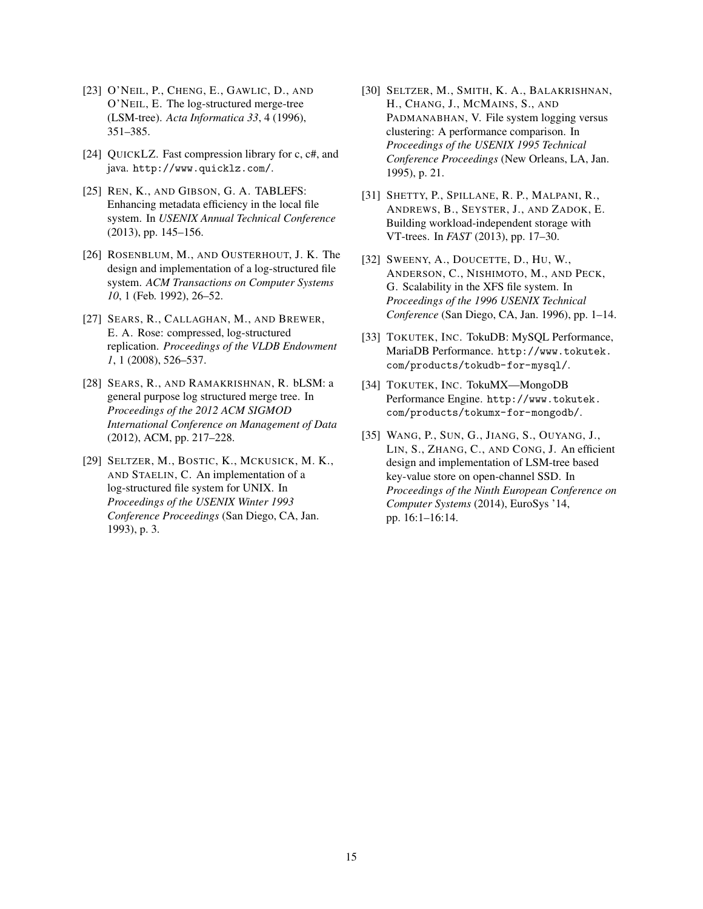[23] O'NEIL, P., CHENG, E., GAWLIC, D., AND O'NEIL, E. The log-structured merge-tree (LSM-tree). *Acta Informatica 33*, 4 (1996), 351–385.

[24] QUICKLZ. Fast compression library for c, c#, and java. `http://www.quicklz.com/`.

[25] REN, K., AND GIBSON, G. A. TABLEFS: Enhancing metadata efficiency in the local file system. In *USENIX Annual Technical Conference* (2013), pp. 145–156.

[26] ROSENBLUM, M., AND OUSTERHOUT, J. K. The design and implementation of a log-structured file system. *ACM Transactions on Computer Systems 10*, 1 (Feb. 1992), 26–52.

[27] SEARS, R., CALLAGHAN, M., AND BREWER, E. A. Rose: compressed, log-structured replication. *Proceedings of the VLDB Endowment 1*, 1 (2008), 526–537.

[28] SEARS, R., AND RAMAKRISHNAN, R. bLSM: a general purpose log structured merge tree. In *Proceedings of the 2012 ACM SIGMOD International Conference on Management of Data* (2012), ACM, pp. 217–228.

[29] SELTZER, M., BOSTIC, K., MCKUSICK, M. K., AND STAELIN, C. An implementation of a log-structured file system for UNIX. In *Proceedings of the USENIX Winter 1993 Conference Proceedings* (San Diego, CA, Jan. 1993), p. 3.

[30] SELTZER, M., SMITH, K. A., BALAKRISHNAN, H., CHANG, J., MCMAINS, S., AND PADMANABHAN, V. File system logging versus clustering: A performance comparison. In *Proceedings of the USENIX 1995 Technical Conference Proceedings* (New Orleans, LA, Jan. 1995), p. 21.

[31] SHETTY, P., SPILLANE, R. P., MALPANI, R., ANDREWS, B., SEYSTER, J., AND ZADOK, E. Building workload-independent storage with VT-trees. In *FAST* (2013), pp. 17–30.

[32] SWEENY, A., DOUCETTE, D., HU, W., ANDERSON, C., NISHIMOTO, M., AND PECK, G. Scalability in the XFS file system. In *Proceedings of the 1996 USENIX Technical Conference* (San Diego, CA, Jan. 1996), pp. 1–14.

[33] TOKUTEK, INC. TokuDB: MySQL Performance, MariaDB Performance. `http://www.tokutek.com/products/tokudb-for-mysql/`.

[34] TOKUTEK, INC. TokuMX—MongoDB Performance Engine. `http://www.tokutek.com/products/tokumx-for-mongodb/`.

[35] WANG, P., SUN, G., JIANG, S., OUYANG, J., LIN, S., ZHANG, C., AND CONG, J. An efficient design and implementation of LSM-tree based key-value store on open-channel SSD. In *Proceedings of the Ninth European Conference on Computer Systems* (2014), EuroSys '14, pp. 16:1–16:14.